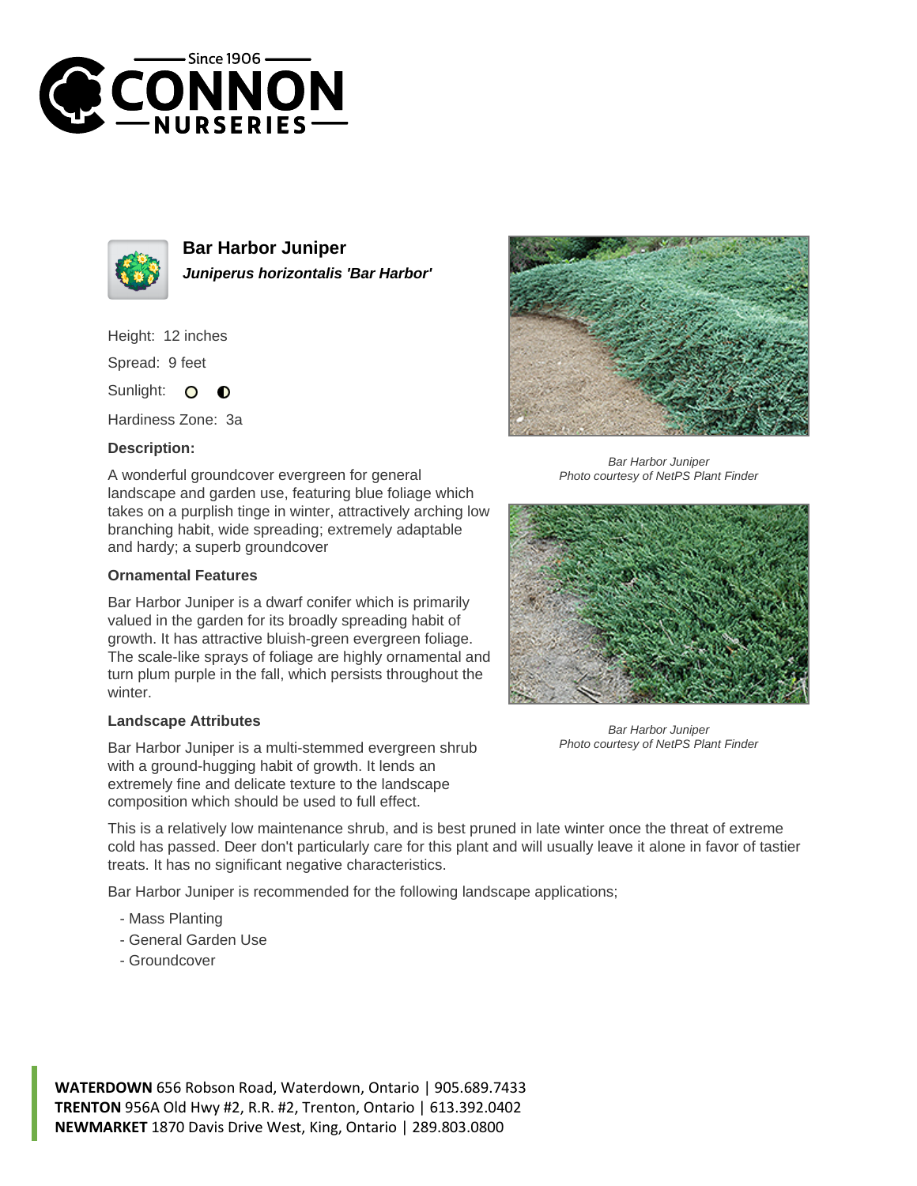# Bar Harbor Juniper

***Juniperus horizontalis 'Bar Harbor'***

Height: 12 inches

Spread: 9 feet

Sunlight:

Hardiness Zone: 3a

### Description:

A wonderful groundcover evergreen for general landscape and garden use, featuring blue foliage which takes on a purplish tinge in winter, attractively arching low branching habit, wide spreading; extremely adaptable and hardy; a superb groundcover

### Ornamental Features

Bar Harbor Juniper is a dwarf conifer which is primarily valued in the garden for its broadly spreading habit of growth. It has attractive bluish-green evergreen foliage. The scale-like sprays of foliage are highly ornamental and turn plum purple in the fall, which persists throughout the winter.

### Landscape Attributes

Bar Harbor Juniper is a multi-stemmed evergreen shrub with a ground-hugging habit of growth. It lends an extremely fine and delicate texture to the landscape composition which should be used to full effect.

This is a relatively low maintenance shrub, and is best pruned in late winter once the threat of extreme cold has passed. Deer don't particularly care for this plant and will usually leave it alone in favor of tastier treats. It has no significant negative characteristics.

Bar Harbor Juniper is recommended for the following landscape applications;

- Mass Planting
- General Garden Use
- Groundcover

*Bar Harbor Juniper*
*Photo courtesy of NetPS Plant Finder*

*Bar Harbor Juniper*
*Photo courtesy of NetPS Plant Finder*

**WATERDOWN** 656 Robson Road, Waterdown, Ontario | 905.689.7433
**TRENTON** 956A Old Hwy #2, R.R. #2, Trenton, Ontario | 613.392.0402
**NEWMARKET** 1870 Davis Drive West, King, Ontario | 289.803.0800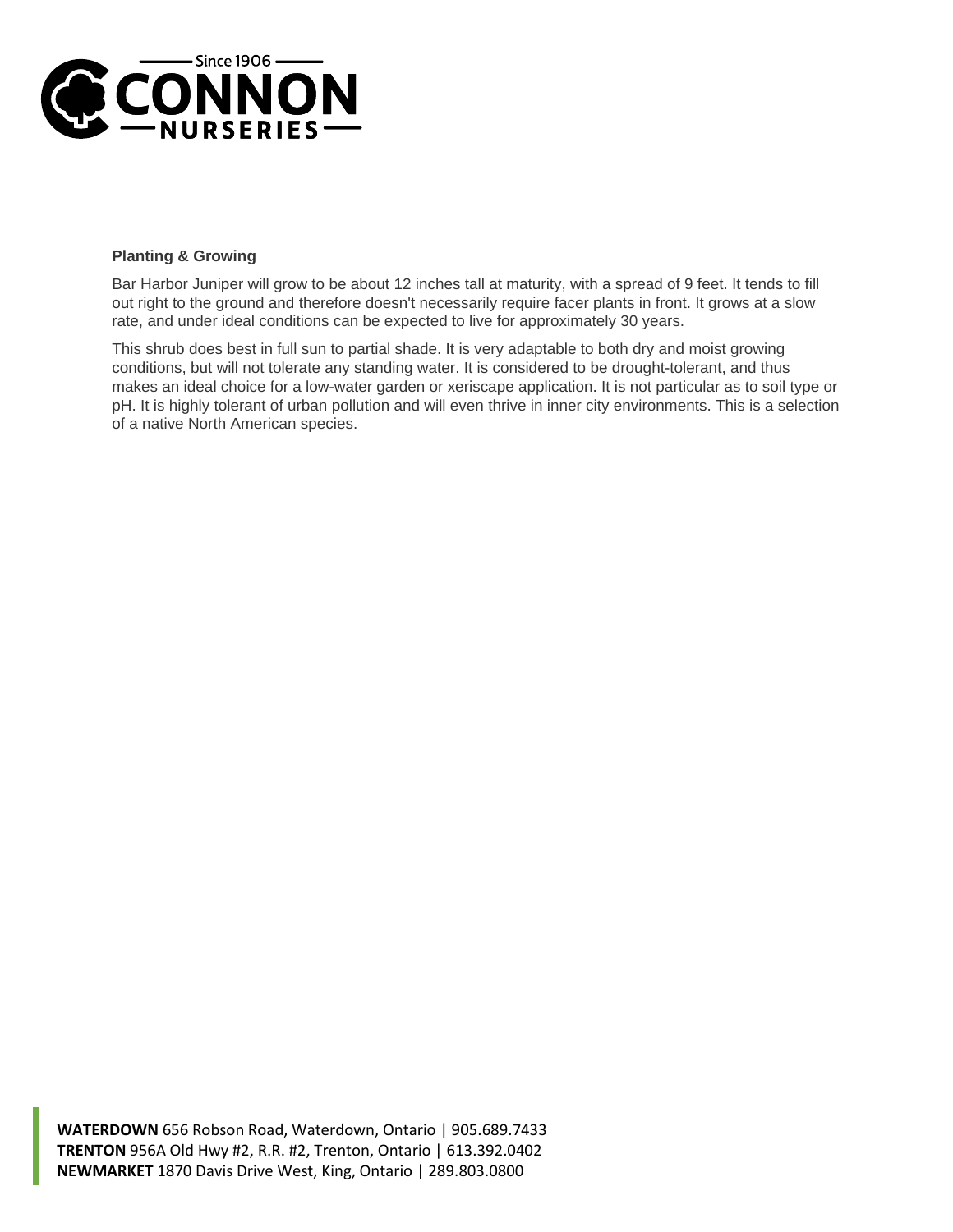**Planting & Growing**

Bar Harbor Juniper will grow to be about 12 inches tall at maturity, with a spread of 9 feet. It tends to fill out right to the ground and therefore doesn't necessarily require facer plants in front. It grows at a slow rate, and under ideal conditions can be expected to live for approximately 30 years.

This shrub does best in full sun to partial shade. It is very adaptable to both dry and moist growing conditions, but will not tolerate any standing water. It is considered to be drought-tolerant, and thus makes an ideal choice for a low-water garden or xeriscape application. It is not particular as to soil type or pH. It is highly tolerant of urban pollution and will even thrive in inner city environments. This is a selection of a native North American species.